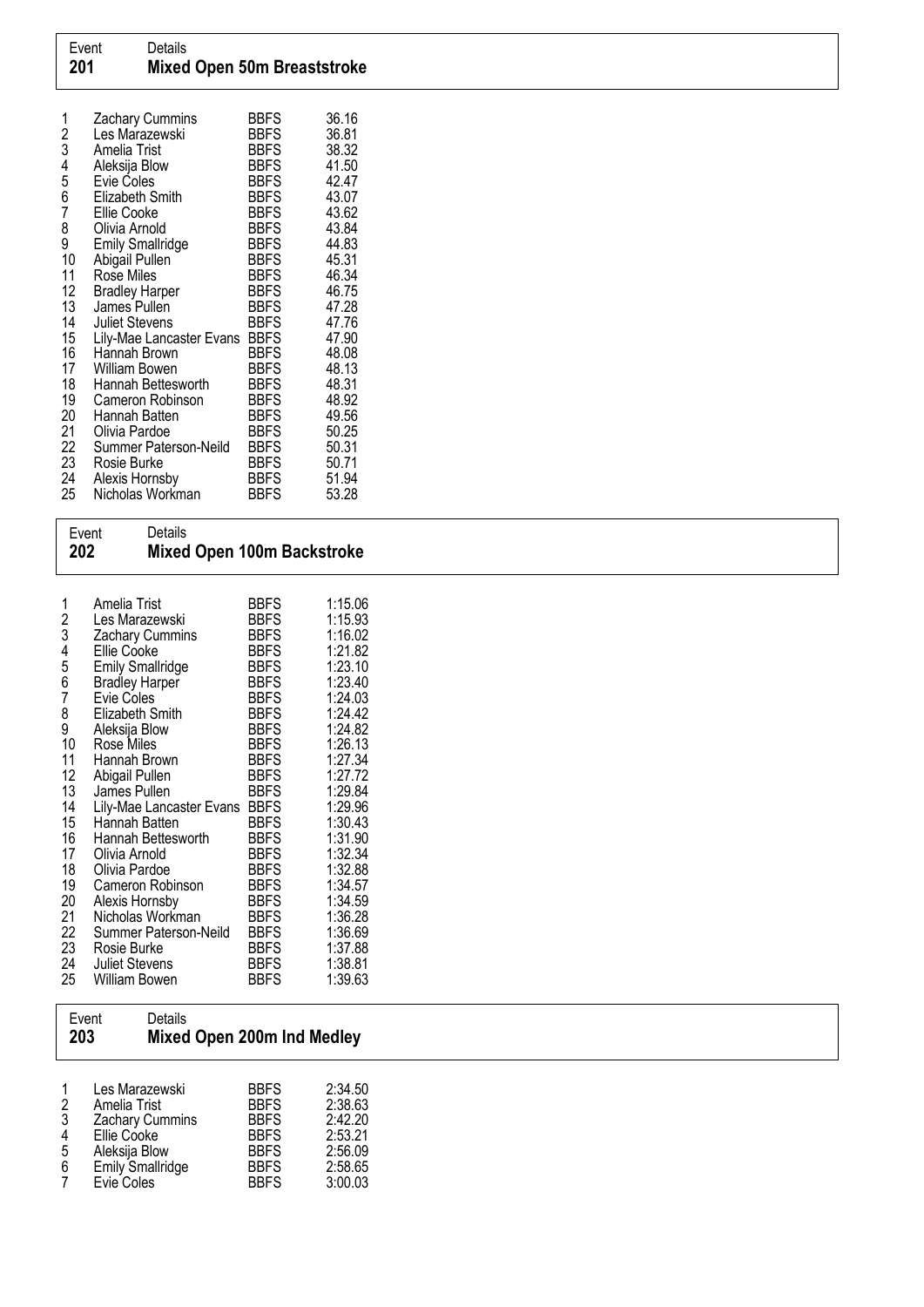## Event 201 — Mixed Open 50m Breaststroke

| Place | Name | Club | Time |
|---|---|---|---|
| 1 | Zachary Cummins | BBFS | 36.16 |
| 2 | Les Marazewski | BBFS | 36.81 |
| 3 | Amelia Trist | BBFS | 38.32 |
| 4 | Aleksija Blow | BBFS | 41.50 |
| 5 | Evie Coles | BBFS | 42.47 |
| 6 | Elizabeth Smith | BBFS | 43.07 |
| 7 | Ellie Cooke | BBFS | 43.62 |
| 8 | Olivia Arnold | BBFS | 43.84 |
| 9 | Emily Smallridge | BBFS | 44.83 |
| 10 | Abigail Pullen | BBFS | 45.31 |
| 11 | Rose Miles | BBFS | 46.34 |
| 12 | Bradley Harper | BBFS | 46.75 |
| 13 | James Pullen | BBFS | 47.28 |
| 14 | Juliet Stevens | BBFS | 47.76 |
| 15 | Lily-Mae Lancaster Evans | BBFS | 47.90 |
| 16 | Hannah Brown | BBFS | 48.08 |
| 17 | William Bowen | BBFS | 48.13 |
| 18 | Hannah Bettesworth | BBFS | 48.31 |
| 19 | Cameron Robinson | BBFS | 48.92 |
| 20 | Hannah Batten | BBFS | 49.56 |
| 21 | Olivia Pardoe | BBFS | 50.25 |
| 22 | Summer Paterson-Neild | BBFS | 50.31 |
| 23 | Rosie Burke | BBFS | 50.71 |
| 24 | Alexis Hornsby | BBFS | 51.94 |
| 25 | Nicholas Workman | BBFS | 53.28 |

## Event 202 — Mixed Open 100m Backstroke

| Place | Name | Club | Time |
|---|---|---|---|
| 1 | Amelia Trist | BBFS | 1:15.06 |
| 2 | Les Marazewski | BBFS | 1:15.93 |
| 3 | Zachary Cummins | BBFS | 1:16.02 |
| 4 | Ellie Cooke | BBFS | 1:21.82 |
| 5 | Emily Smallridge | BBFS | 1:23.10 |
| 6 | Bradley Harper | BBFS | 1:23.40 |
| 7 | Evie Coles | BBFS | 1:24.03 |
| 8 | Elizabeth Smith | BBFS | 1:24.42 |
| 9 | Aleksija Blow | BBFS | 1:24.82 |
| 10 | Rose Miles | BBFS | 1:26.13 |
| 11 | Hannah Brown | BBFS | 1:27.34 |
| 12 | Abigail Pullen | BBFS | 1:27.72 |
| 13 | James Pullen | BBFS | 1:29.84 |
| 14 | Lily-Mae Lancaster Evans | BBFS | 1:29.96 |
| 15 | Hannah Batten | BBFS | 1:30.43 |
| 16 | Hannah Bettesworth | BBFS | 1:31.90 |
| 17 | Olivia Arnold | BBFS | 1:32.34 |
| 18 | Olivia Pardoe | BBFS | 1:32.88 |
| 19 | Cameron Robinson | BBFS | 1:34.57 |
| 20 | Alexis Hornsby | BBFS | 1:34.59 |
| 21 | Nicholas Workman | BBFS | 1:36.28 |
| 22 | Summer Paterson-Neild | BBFS | 1:36.69 |
| 23 | Rosie Burke | BBFS | 1:37.88 |
| 24 | Juliet Stevens | BBFS | 1:38.81 |
| 25 | William Bowen | BBFS | 1:39.63 |

## Event 203 — Mixed Open 200m Ind Medley

| Place | Name | Club | Time |
|---|---|---|---|
| 1 | Les Marazewski | BBFS | 2:34.50 |
| 2 | Amelia Trist | BBFS | 2:38.63 |
| 3 | Zachary Cummins | BBFS | 2:42.20 |
| 4 | Ellie Cooke | BBFS | 2:53.21 |
| 5 | Aleksija Blow | BBFS | 2:56.09 |
| 6 | Emily Smallridge | BBFS | 2:58.65 |
| 7 | Evie Coles | BBFS | 3:00.03 |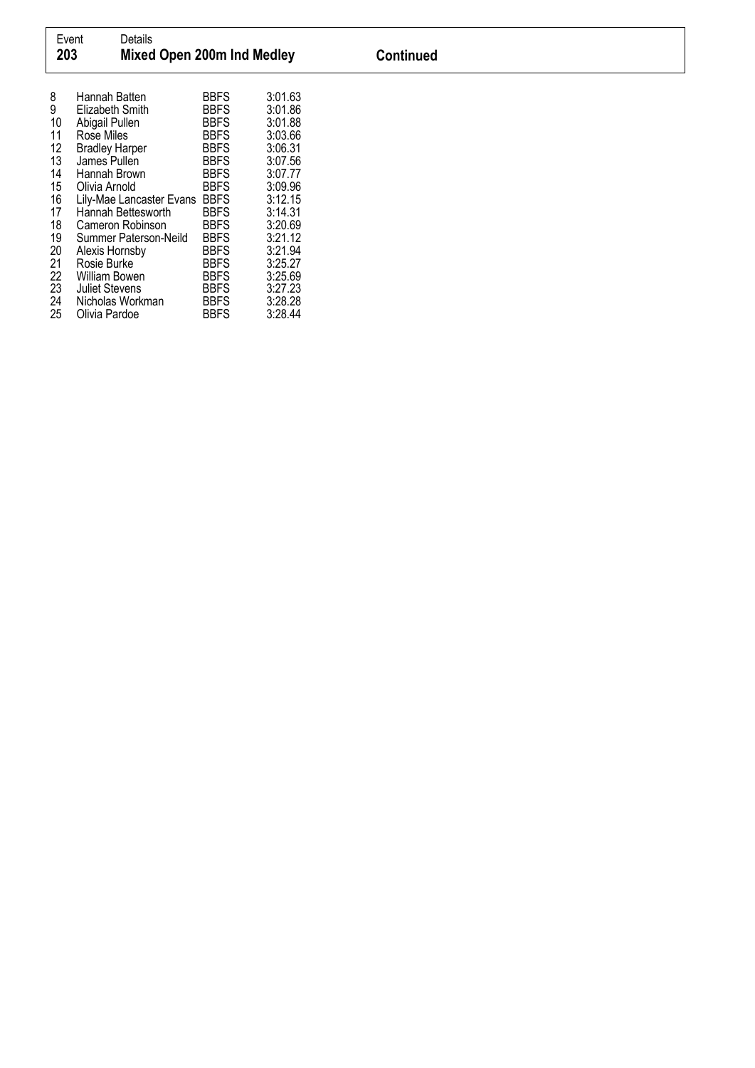Event 203 — Details: **Mixed Open 200m Ind Medley** — Continued

| | | | |
|---|---|---|---|
| 8 | Hannah Batten | BBFS | 3:01.63 |
| 9 | Elizabeth Smith | BBFS | 3:01.86 |
| 10 | Abigail Pullen | BBFS | 3:01.88 |
| 11 | Rose Miles | BBFS | 3:03.66 |
| 12 | Bradley Harper | BBFS | 3:06.31 |
| 13 | James Pullen | BBFS | 3:07.56 |
| 14 | Hannah Brown | BBFS | 3:07.77 |
| 15 | Olivia Arnold | BBFS | 3:09.96 |
| 16 | Lily-Mae Lancaster Evans | BBFS | 3:12.15 |
| 17 | Hannah Bettesworth | BBFS | 3:14.31 |
| 18 | Cameron Robinson | BBFS | 3:20.69 |
| 19 | Summer Paterson-Neild | BBFS | 3:21.12 |
| 20 | Alexis Hornsby | BBFS | 3:21.94 |
| 21 | Rosie Burke | BBFS | 3:25.27 |
| 22 | William Bowen | BBFS | 3:25.69 |
| 23 | Juliet Stevens | BBFS | 3:27.23 |
| 24 | Nicholas Workman | BBFS | 3:28.28 |
| 25 | Olivia Pardoe | BBFS | 3:28.44 |